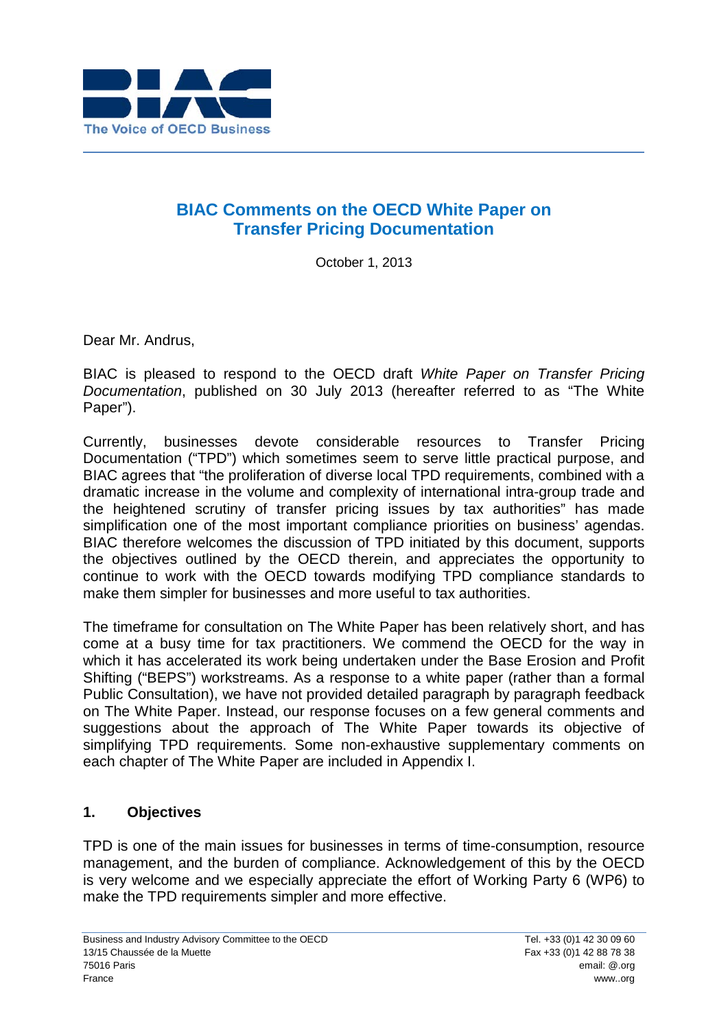## BIAC Comments on the OECD White Paper on Transfer Pricing Documentation

October 1, 2013

Dear Mr. Andrus,

BIAC is pleased to respond to the OECD draft *White Paper on Transfer Pricing Documentation*, published on 30 July 2013 (hereafter referred to as "The White Paper").

Currently, businesses devote considerable resources to Transfer Pricing Documentation ("TPD") which sometimes seem to serve little practical purpose, and BIAC agrees that "the proliferation of diverse local TPD requirements, combined with a dramatic increase in the volume and complexity of international intra-group trade and the heightened scrutiny of transfer pricing issues by tax authorities" has made simplification one of the most important compliance priorities on business' agendas. BIAC therefore welcomes the discussion of TPD initiated by this document, supports the objectives outlined by the OECD therein, and appreciates the opportunity to continue to work with the OECD towards modifying TPD compliance standards to make them simpler for businesses and more useful to tax authorities.

The timeframe for consultation on The White Paper has been relatively short, and has come at a busy time for tax practitioners. We commend the OECD for the way in which it has accelerated its work being undertaken under the Base Erosion and Profit Shifting ("BEPS") workstreams. As a response to a white paper (rather than a formal Public Consultation), we have not provided detailed paragraph by paragraph feedback on The White Paper. Instead, our response focuses on a few general comments and suggestions about the approach of The White Paper towards its objective of simplifying TPD requirements. Some non-exhaustive supplementary comments on each chapter of The White Paper are included in Appendix I.

### 1. Objectives

TPD is one of the main issues for businesses in terms of time-consumption, resource management, and the burden of compliance. Acknowledgement of this by the OECD is very welcome and we especially appreciate the effort of Working Party 6 (WP6) to make the TPD requirements simpler and more effective.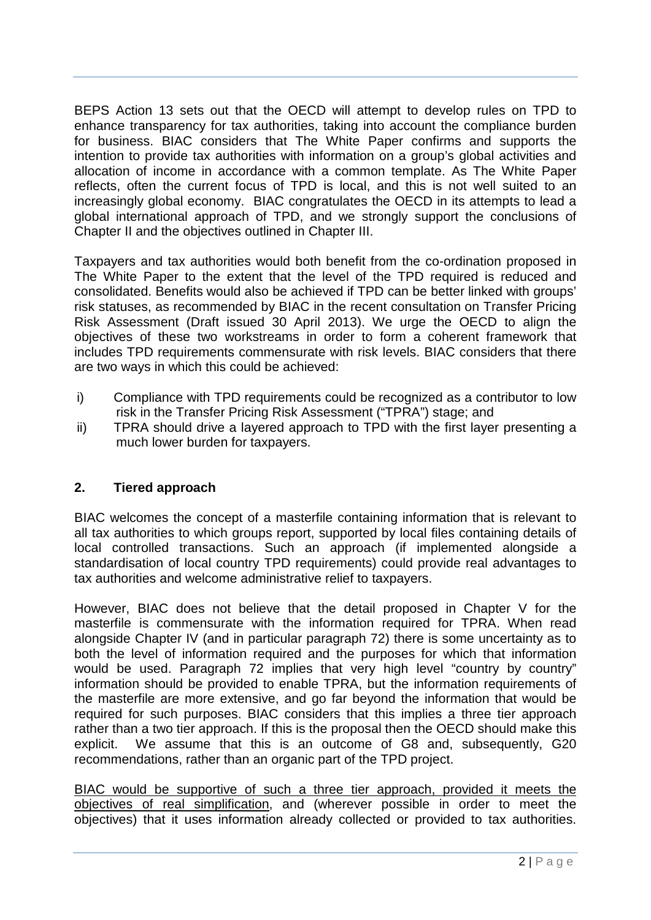BEPS Action 13 sets out that the OECD will attempt to develop rules on TPD to enhance transparency for tax authorities, taking into account the compliance burden for business. BIAC considers that The White Paper confirms and supports the intention to provide tax authorities with information on a group's global activities and allocation of income in accordance with a common template. As The White Paper reflects, often the current focus of TPD is local, and this is not well suited to an increasingly global economy. BIAC congratulates the OECD in its attempts to lead a global international approach of TPD, and we strongly support the conclusions of Chapter II and the objectives outlined in Chapter III.

Taxpayers and tax authorities would both benefit from the co-ordination proposed in The White Paper to the extent that the level of the TPD required is reduced and consolidated. Benefits would also be achieved if TPD can be better linked with groups' risk statuses, as recommended by BIAC in the recent consultation on Transfer Pricing Risk Assessment (Draft issued 30 April 2013). We urge the OECD to align the objectives of these two workstreams in order to form a coherent framework that includes TPD requirements commensurate with risk levels. BIAC considers that there are two ways in which this could be achieved:

i) Compliance with TPD requirements could be recognized as a contributor to low risk in the Transfer Pricing Risk Assessment ("TPRA") stage; and
ii) TPRA should drive a layered approach to TPD with the first layer presenting a much lower burden for taxpayers.

## 2. Tiered approach

BIAC welcomes the concept of a masterfile containing information that is relevant to all tax authorities to which groups report, supported by local files containing details of local controlled transactions. Such an approach (if implemented alongside a standardisation of local country TPD requirements) could provide real advantages to tax authorities and welcome administrative relief to taxpayers.

However, BIAC does not believe that the detail proposed in Chapter V for the masterfile is commensurate with the information required for TPRA. When read alongside Chapter IV (and in particular paragraph 72) there is some uncertainty as to both the level of information required and the purposes for which that information would be used. Paragraph 72 implies that very high level "country by country" information should be provided to enable TPRA, but the information requirements of the masterfile are more extensive, and go far beyond the information that would be required for such purposes. BIAC considers that this implies a three tier approach rather than a two tier approach. If this is the proposal then the OECD should make this explicit. We assume that this is an outcome of G8 and, subsequently, G20 recommendations, rather than an organic part of the TPD project.

<u>BIAC would be supportive of such a three tier approach, provided it meets the objectives of real simplification</u>, and (wherever possible in order to meet the objectives) that it uses information already collected or provided to tax authorities.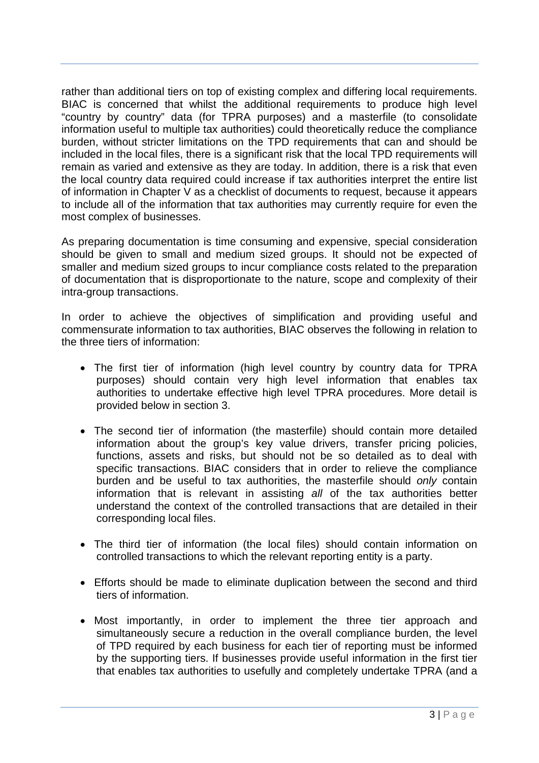rather than additional tiers on top of existing complex and differing local requirements. BIAC is concerned that whilst the additional requirements to produce high level "country by country" data (for TPRA purposes) and a masterfile (to consolidate information useful to multiple tax authorities) could theoretically reduce the compliance burden, without stricter limitations on the TPD requirements that can and should be included in the local files, there is a significant risk that the local TPD requirements will remain as varied and extensive as they are today. In addition, there is a risk that even the local country data required could increase if tax authorities interpret the entire list of information in Chapter V as a checklist of documents to request, because it appears to include all of the information that tax authorities may currently require for even the most complex of businesses.

As preparing documentation is time consuming and expensive, special consideration should be given to small and medium sized groups. It should not be expected of smaller and medium sized groups to incur compliance costs related to the preparation of documentation that is disproportionate to the nature, scope and complexity of their intra-group transactions.

In order to achieve the objectives of simplification and providing useful and commensurate information to tax authorities, BIAC observes the following in relation to the three tiers of information:

- The first tier of information (high level country by country data for TPRA purposes) should contain very high level information that enables tax authorities to undertake effective high level TPRA procedures. More detail is provided below in section 3.
- The second tier of information (the masterfile) should contain more detailed information about the group's key value drivers, transfer pricing policies, functions, assets and risks, but should not be so detailed as to deal with specific transactions. BIAC considers that in order to relieve the compliance burden and be useful to tax authorities, the masterfile should *only* contain information that is relevant in assisting *all* of the tax authorities better understand the context of the controlled transactions that are detailed in their corresponding local files.
- The third tier of information (the local files) should contain information on controlled transactions to which the relevant reporting entity is a party.
- Efforts should be made to eliminate duplication between the second and third tiers of information.
- Most importantly, in order to implement the three tier approach and simultaneously secure a reduction in the overall compliance burden, the level of TPD required by each business for each tier of reporting must be informed by the supporting tiers. If businesses provide useful information in the first tier that enables tax authorities to usefully and completely undertake TPRA (and a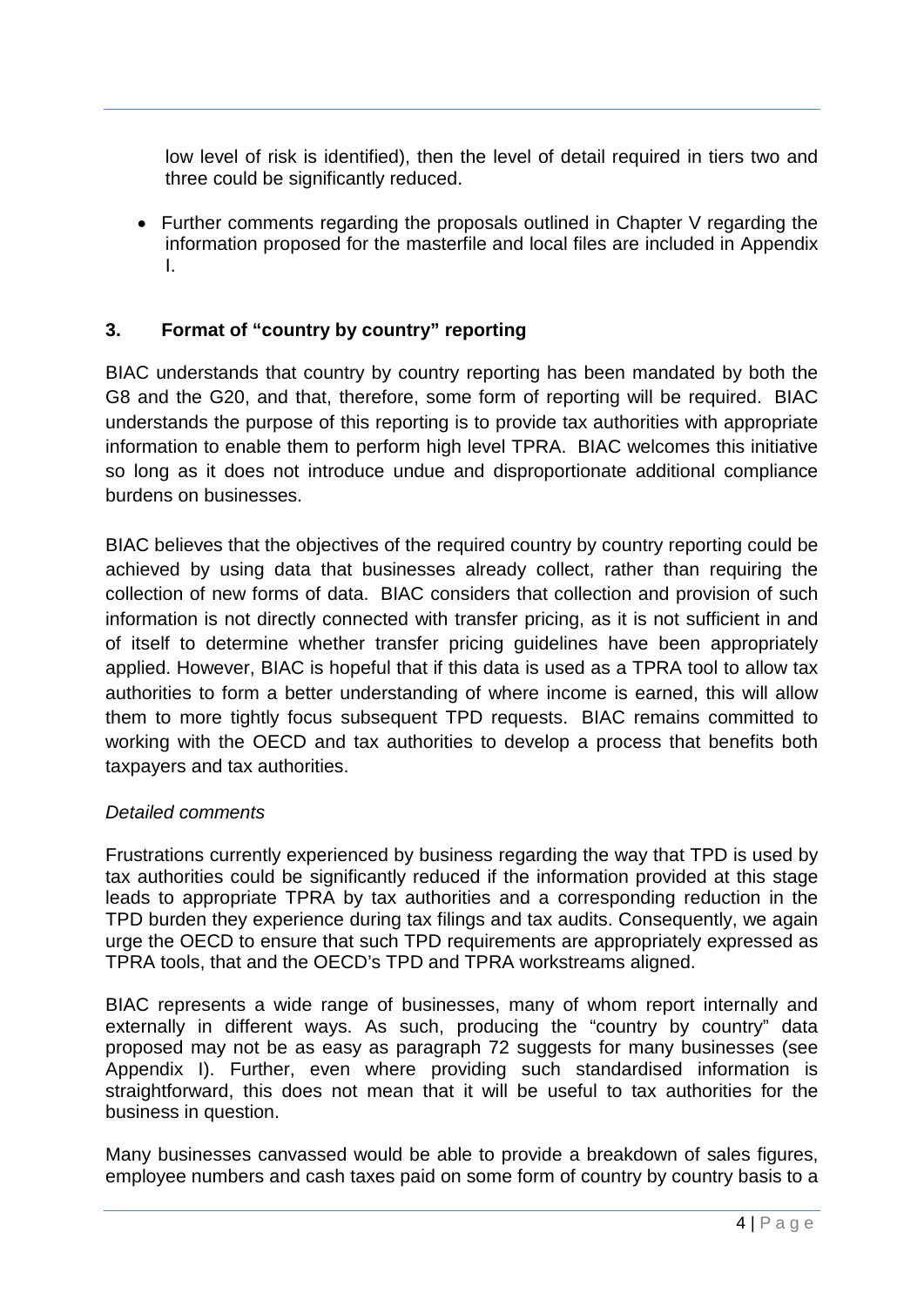low level of risk is identified), then the level of detail required in tiers two and three could be significantly reduced.

- Further comments regarding the proposals outlined in Chapter V regarding the information proposed for the masterfile and local files are included in Appendix I.

## 3. Format of "country by country" reporting

BIAC understands that country by country reporting has been mandated by both the G8 and the G20, and that, therefore, some form of reporting will be required. BIAC understands the purpose of this reporting is to provide tax authorities with appropriate information to enable them to perform high level TPRA. BIAC welcomes this initiative so long as it does not introduce undue and disproportionate additional compliance burdens on businesses.

BIAC believes that the objectives of the required country by country reporting could be achieved by using data that businesses already collect, rather than requiring the collection of new forms of data. BIAC considers that collection and provision of such information is not directly connected with transfer pricing, as it is not sufficient in and of itself to determine whether transfer pricing guidelines have been appropriately applied. However, BIAC is hopeful that if this data is used as a TPRA tool to allow tax authorities to form a better understanding of where income is earned, this will allow them to more tightly focus subsequent TPD requests. BIAC remains committed to working with the OECD and tax authorities to develop a process that benefits both taxpayers and tax authorities.

*Detailed comments*

Frustrations currently experienced by business regarding the way that TPD is used by tax authorities could be significantly reduced if the information provided at this stage leads to appropriate TPRA by tax authorities and a corresponding reduction in the TPD burden they experience during tax filings and tax audits. Consequently, we again urge the OECD to ensure that such TPD requirements are appropriately expressed as TPRA tools, that and the OECD's TPD and TPRA workstreams aligned.

BIAC represents a wide range of businesses, many of whom report internally and externally in different ways. As such, producing the "country by country" data proposed may not be as easy as paragraph 72 suggests for many businesses (see Appendix I). Further, even where providing such standardised information is straightforward, this does not mean that it will be useful to tax authorities for the business in question.

Many businesses canvassed would be able to provide a breakdown of sales figures, employee numbers and cash taxes paid on some form of country by country basis to a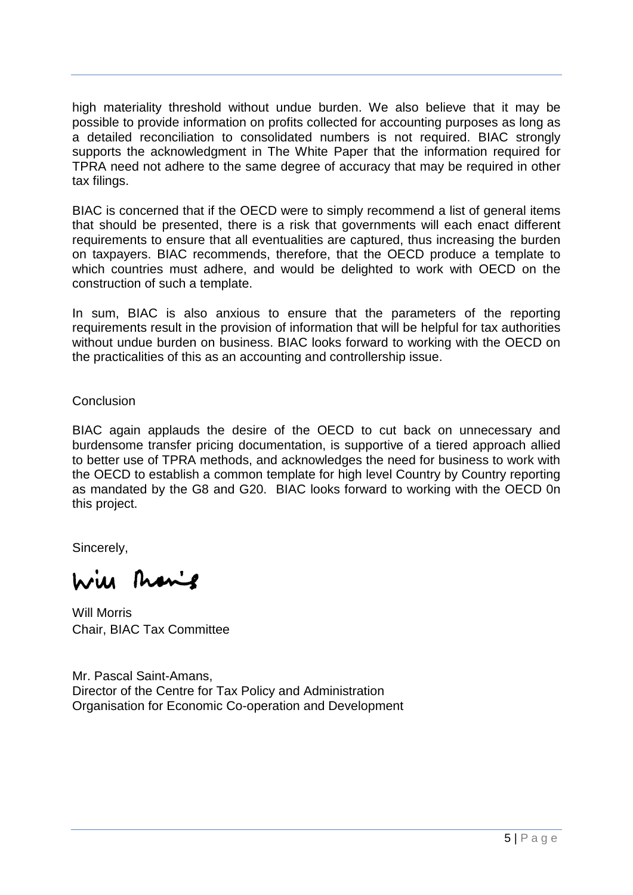high materiality threshold without undue burden. We also believe that it may be possible to provide information on profits collected for accounting purposes as long as a detailed reconciliation to consolidated numbers is not required. BIAC strongly supports the acknowledgment in The White Paper that the information required for TPRA need not adhere to the same degree of accuracy that may be required in other tax filings.

BIAC is concerned that if the OECD were to simply recommend a list of general items that should be presented, there is a risk that governments will each enact different requirements to ensure that all eventualities are captured, thus increasing the burden on taxpayers. BIAC recommends, therefore, that the OECD produce a template to which countries must adhere, and would be delighted to work with OECD on the construction of such a template.

In sum, BIAC is also anxious to ensure that the parameters of the reporting requirements result in the provision of information that will be helpful for tax authorities without undue burden on business. BIAC looks forward to working with the OECD on the practicalities of this as an accounting and controllership issue.

Conclusion

BIAC again applauds the desire of the OECD to cut back on unnecessary and burdensome transfer pricing documentation, is supportive of a tiered approach allied to better use of TPRA methods, and acknowledges the need for business to work with the OECD to establish a common template for high level Country by Country reporting as mandated by the G8 and G20. BIAC looks forward to working with the OECD 0n this project.

Sincerely,

Will Morris
Chair, BIAC Tax Committee

Mr. Pascal Saint-Amans,
Director of the Centre for Tax Policy and Administration
Organisation for Economic Co-operation and Development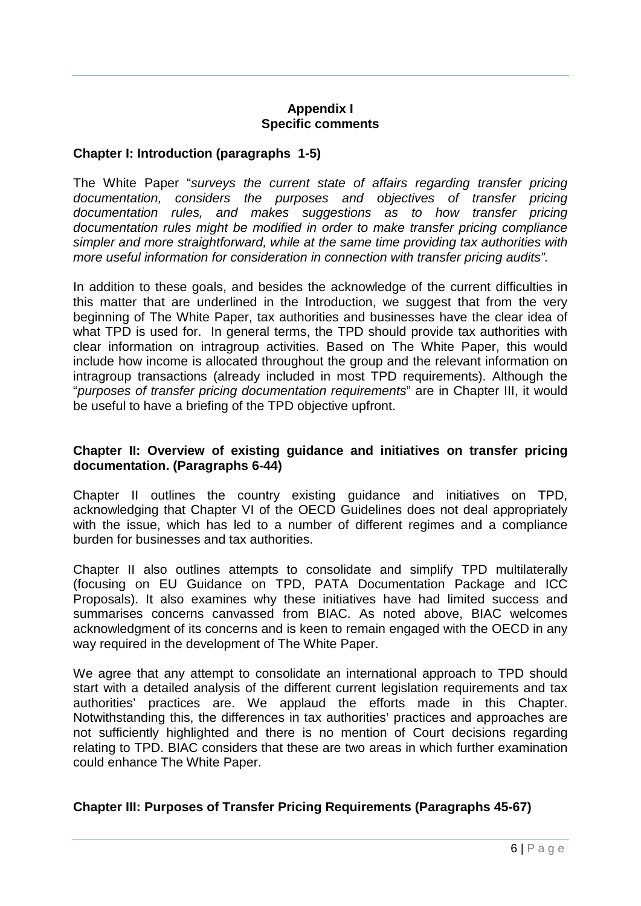**Appendix I**
**Specific comments**

## Chapter I: Introduction (paragraphs 1-5)

The White Paper "*surveys the current state of affairs regarding transfer pricing documentation, considers the purposes and objectives of transfer pricing documentation rules, and makes suggestions as to how transfer pricing documentation rules might be modified in order to make transfer pricing compliance simpler and more straightforward, while at the same time providing tax authorities with more useful information for consideration in connection with transfer pricing audits".*

In addition to these goals, and besides the acknowledge of the current difficulties in this matter that are underlined in the Introduction, we suggest that from the very beginning of The White Paper, tax authorities and businesses have the clear idea of what TPD is used for. In general terms, the TPD should provide tax authorities with clear information on intragroup activities. Based on The White Paper, this would include how income is allocated throughout the group and the relevant information on intragroup transactions (already included in most TPD requirements). Although the "*purposes of transfer pricing documentation requirements*" are in Chapter III, it would be useful to have a briefing of the TPD objective upfront.

## Chapter II: Overview of existing guidance and initiatives on transfer pricing documentation. (Paragraphs 6-44)

Chapter II outlines the country existing guidance and initiatives on TPD, acknowledging that Chapter VI of the OECD Guidelines does not deal appropriately with the issue, which has led to a number of different regimes and a compliance burden for businesses and tax authorities.

Chapter II also outlines attempts to consolidate and simplify TPD multilaterally (focusing on EU Guidance on TPD, PATA Documentation Package and ICC Proposals). It also examines why these initiatives have had limited success and summarises concerns canvassed from BIAC. As noted above, BIAC welcomes acknowledgment of its concerns and is keen to remain engaged with the OECD in any way required in the development of The White Paper.

We agree that any attempt to consolidate an international approach to TPD should start with a detailed analysis of the different current legislation requirements and tax authorities' practices are. We applaud the efforts made in this Chapter. Notwithstanding this, the differences in tax authorities' practices and approaches are not sufficiently highlighted and there is no mention of Court decisions regarding relating to TPD. BIAC considers that these are two areas in which further examination could enhance The White Paper.

## Chapter III: Purposes of Transfer Pricing Requirements (Paragraphs 45-67)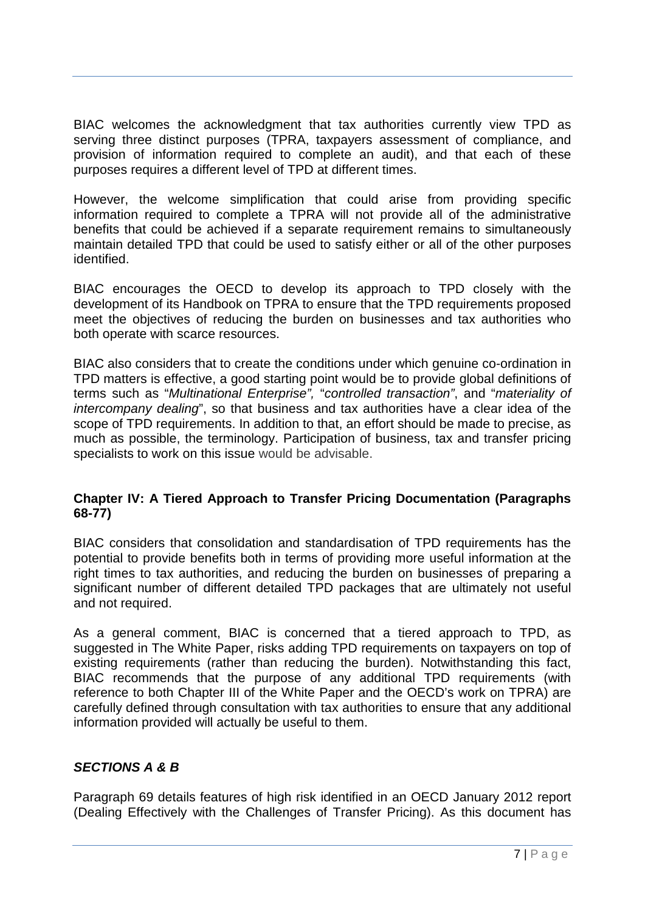BIAC welcomes the acknowledgment that tax authorities currently view TPD as serving three distinct purposes (TPRA, taxpayers assessment of compliance, and provision of information required to complete an audit), and that each of these purposes requires a different level of TPD at different times.

However, the welcome simplification that could arise from providing specific information required to complete a TPRA will not provide all of the administrative benefits that could be achieved if a separate requirement remains to simultaneously maintain detailed TPD that could be used to satisfy either or all of the other purposes identified.

BIAC encourages the OECD to develop its approach to TPD closely with the development of its Handbook on TPRA to ensure that the TPD requirements proposed meet the objectives of reducing the burden on businesses and tax authorities who both operate with scarce resources.

BIAC also considers that to create the conditions under which genuine co-ordination in TPD matters is effective, a good starting point would be to provide global definitions of terms such as "*Multinational Enterprise",* "*controlled transaction"*, and "*materiality of intercompany dealing*", so that business and tax authorities have a clear idea of the scope of TPD requirements. In addition to that, an effort should be made to precise, as much as possible, the terminology. Participation of business, tax and transfer pricing specialists to work on this issue would be advisable.

## Chapter IV: A Tiered Approach to Transfer Pricing Documentation (Paragraphs 68-77)

BIAC considers that consolidation and standardisation of TPD requirements has the potential to provide benefits both in terms of providing more useful information at the right times to tax authorities, and reducing the burden on businesses of preparing a significant number of different detailed TPD packages that are ultimately not useful and not required.

As a general comment, BIAC is concerned that a tiered approach to TPD, as suggested in The White Paper, risks adding TPD requirements on taxpayers on top of existing requirements (rather than reducing the burden). Notwithstanding this fact, BIAC recommends that the purpose of any additional TPD requirements (with reference to both Chapter III of the White Paper and the OECD's work on TPRA) are carefully defined through consultation with tax authorities to ensure that any additional information provided will actually be useful to them.

### *SECTIONS A & B*

Paragraph 69 details features of high risk identified in an OECD January 2012 report (Dealing Effectively with the Challenges of Transfer Pricing). As this document has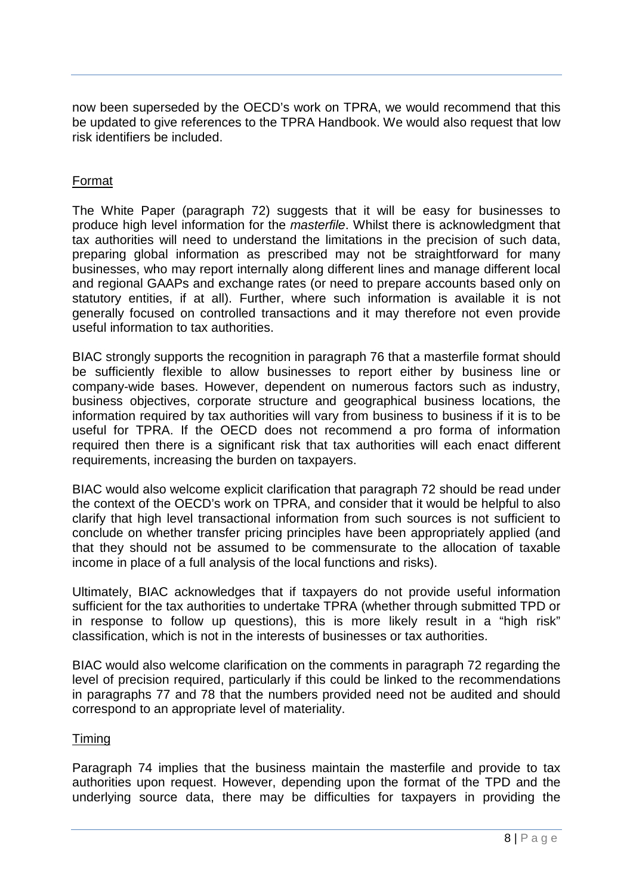now been superseded by the OECD's work on TPRA, we would recommend that this be updated to give references to the TPRA Handbook. We would also request that low risk identifiers be included.

## Format

The White Paper (paragraph 72) suggests that it will be easy for businesses to produce high level information for the *masterfile*. Whilst there is acknowledgment that tax authorities will need to understand the limitations in the precision of such data, preparing global information as prescribed may not be straightforward for many businesses, who may report internally along different lines and manage different local and regional GAAPs and exchange rates (or need to prepare accounts based only on statutory entities, if at all). Further, where such information is available it is not generally focused on controlled transactions and it may therefore not even provide useful information to tax authorities.

BIAC strongly supports the recognition in paragraph 76 that a masterfile format should be sufficiently flexible to allow businesses to report either by business line or company-wide bases. However, dependent on numerous factors such as industry, business objectives, corporate structure and geographical business locations, the information required by tax authorities will vary from business to business if it is to be useful for TPRA. If the OECD does not recommend a pro forma of information required then there is a significant risk that tax authorities will each enact different requirements, increasing the burden on taxpayers.

BIAC would also welcome explicit clarification that paragraph 72 should be read under the context of the OECD's work on TPRA, and consider that it would be helpful to also clarify that high level transactional information from such sources is not sufficient to conclude on whether transfer pricing principles have been appropriately applied (and that they should not be assumed to be commensurate to the allocation of taxable income in place of a full analysis of the local functions and risks).

Ultimately, BIAC acknowledges that if taxpayers do not provide useful information sufficient for the tax authorities to undertake TPRA (whether through submitted TPD or in response to follow up questions), this is more likely result in a "high risk" classification, which is not in the interests of businesses or tax authorities.

BIAC would also welcome clarification on the comments in paragraph 72 regarding the level of precision required, particularly if this could be linked to the recommendations in paragraphs 77 and 78 that the numbers provided need not be audited and should correspond to an appropriate level of materiality.

## Timing

Paragraph 74 implies that the business maintain the masterfile and provide to tax authorities upon request. However, depending upon the format of the TPD and the underlying source data, there may be difficulties for taxpayers in providing the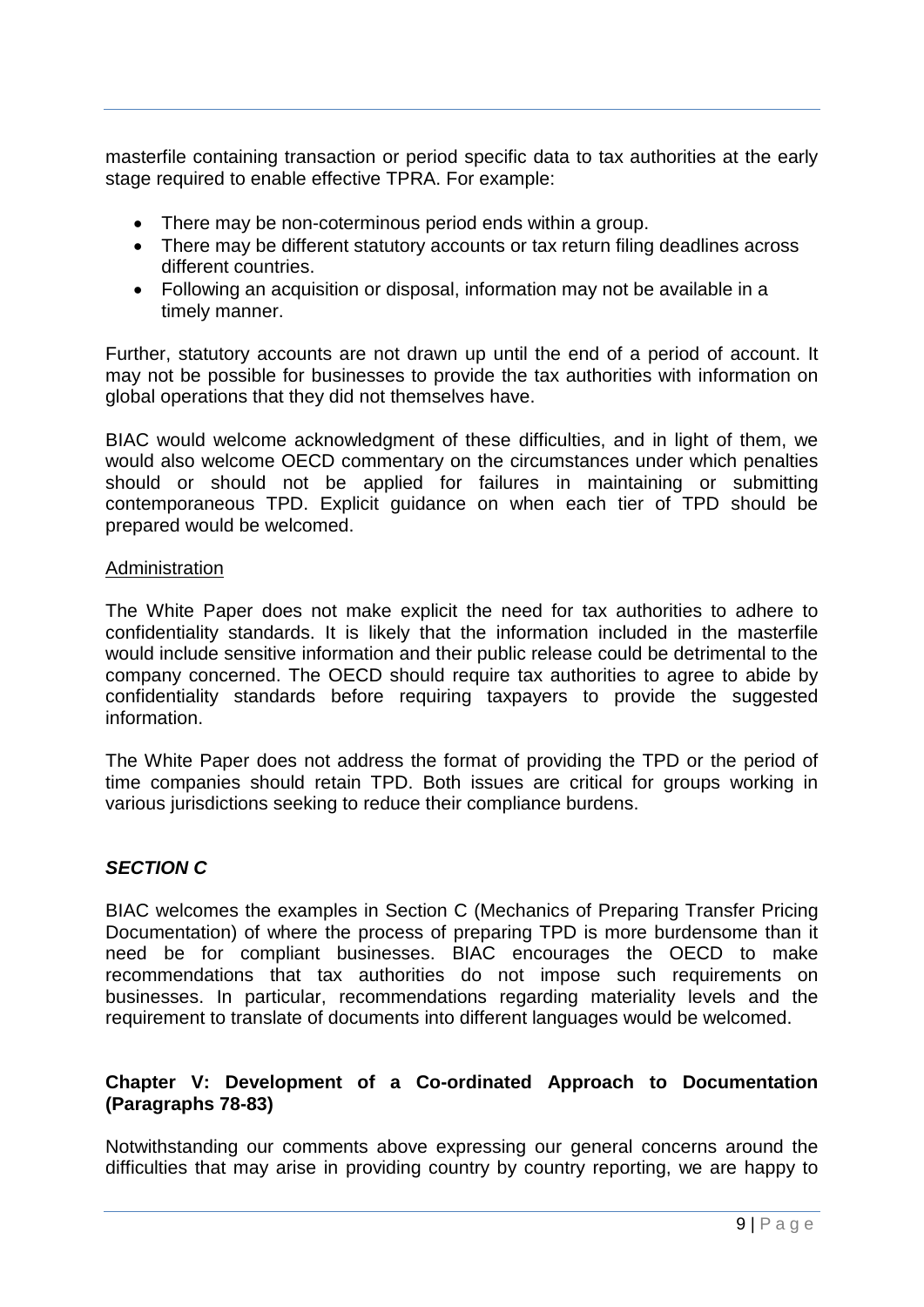masterfile containing transaction or period specific data to tax authorities at the early stage required to enable effective TPRA. For example:

- There may be non-coterminous period ends within a group.
- There may be different statutory accounts or tax return filing deadlines across different countries.
- Following an acquisition or disposal, information may not be available in a timely manner.

Further, statutory accounts are not drawn up until the end of a period of account. It may not be possible for businesses to provide the tax authorities with information on global operations that they did not themselves have.

BIAC would welcome acknowledgment of these difficulties, and in light of them, we would also welcome OECD commentary on the circumstances under which penalties should or should not be applied for failures in maintaining or submitting contemporaneous TPD. Explicit guidance on when each tier of TPD should be prepared would be welcomed.

<u>Administration</u>

The White Paper does not make explicit the need for tax authorities to adhere to confidentiality standards. It is likely that the information included in the masterfile would include sensitive information and their public release could be detrimental to the company concerned. The OECD should require tax authorities to agree to abide by confidentiality standards before requiring taxpayers to provide the suggested information.

The White Paper does not address the format of providing the TPD or the period of time companies should retain TPD. Both issues are critical for groups working in various jurisdictions seeking to reduce their compliance burdens.

### ***SECTION C***

BIAC welcomes the examples in Section C (Mechanics of Preparing Transfer Pricing Documentation) of where the process of preparing TPD is more burdensome than it need be for compliant businesses. BIAC encourages the OECD to make recommendations that tax authorities do not impose such requirements on businesses. In particular, recommendations regarding materiality levels and the requirement to translate of documents into different languages would be welcomed.

### **Chapter V: Development of a Co-ordinated Approach to Documentation (Paragraphs 78-83)**

Notwithstanding our comments above expressing our general concerns around the difficulties that may arise in providing country by country reporting, we are happy to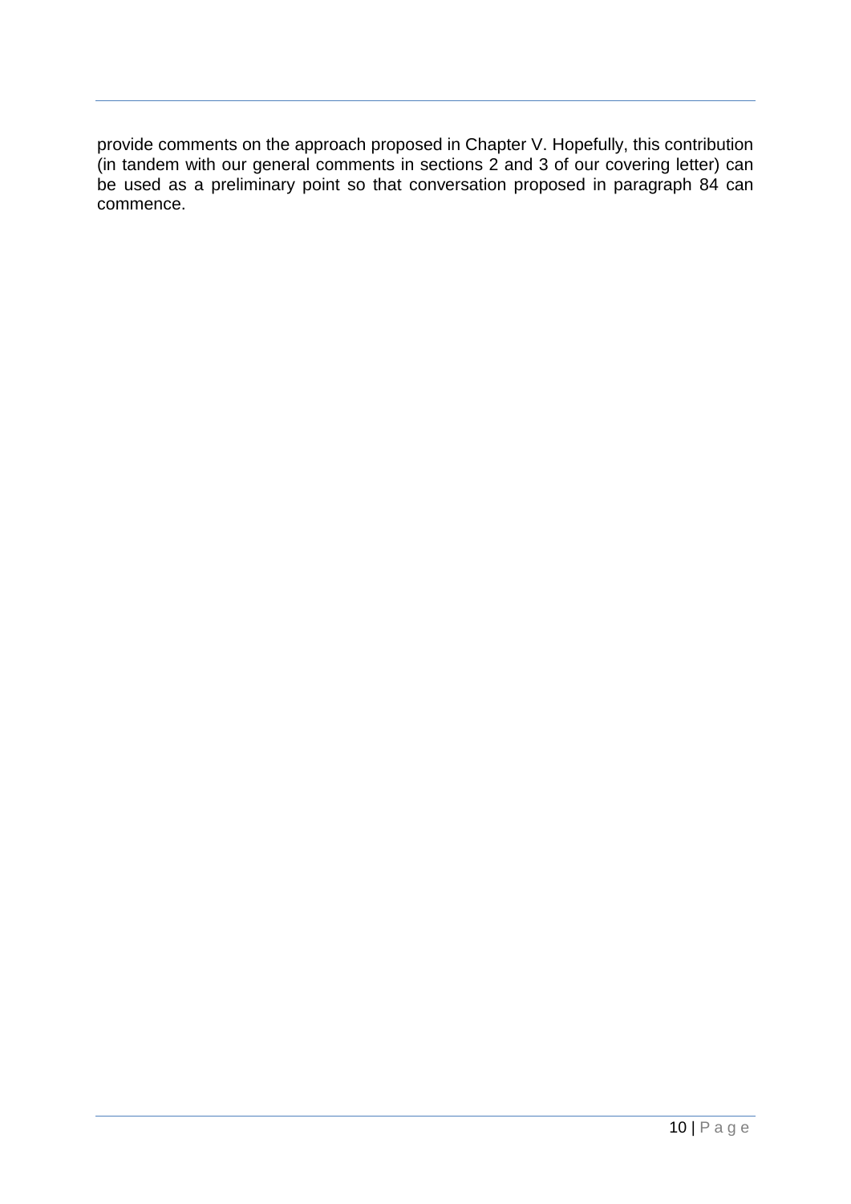provide comments on the approach proposed in Chapter V. Hopefully, this contribution (in tandem with our general comments in sections 2 and 3 of our covering letter) can be used as a preliminary point so that conversation proposed in paragraph 84 can commence.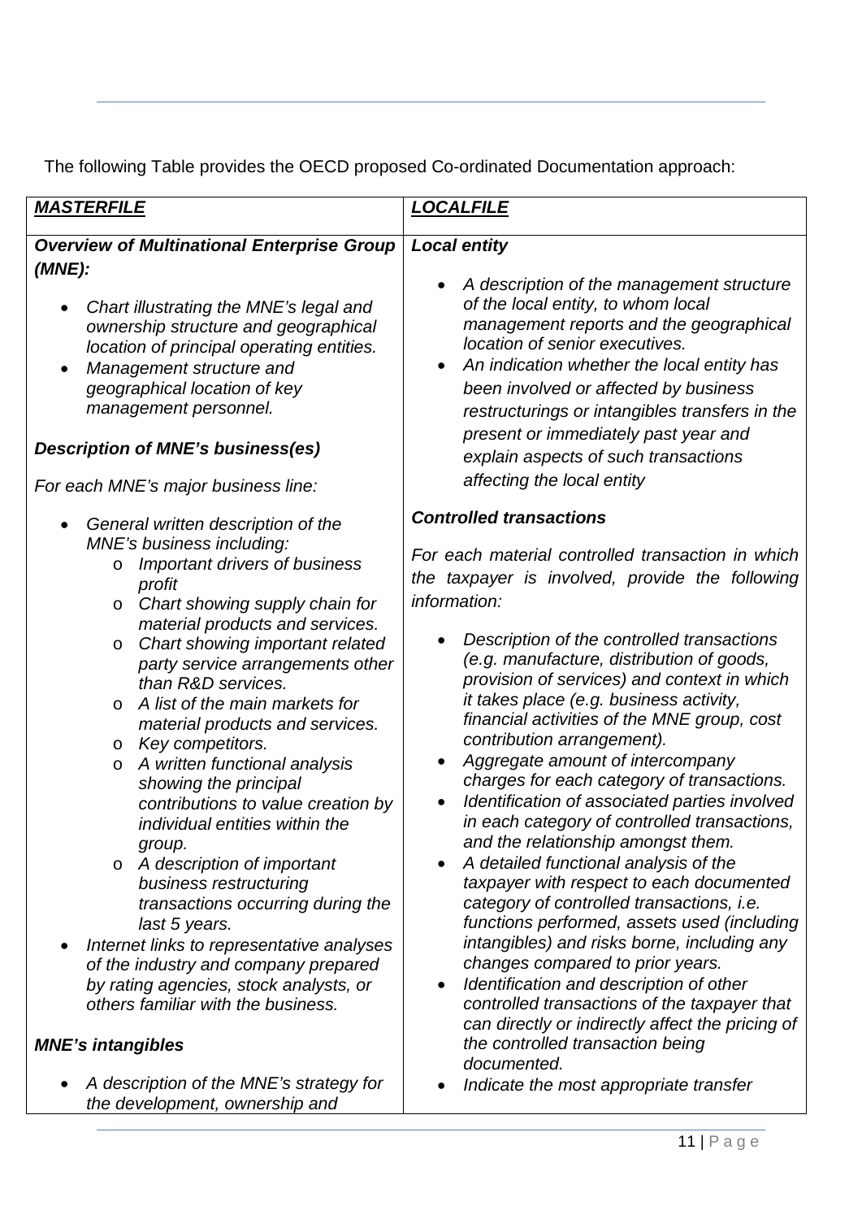The following Table provides the OECD proposed Co-ordinated Documentation approach:

| ***MASTERFILE*** | ***LOCALFILE*** |
|---|---|
| ***Overview of Multinational Enterprise Group (MNE):***<br><br>• *Chart illustrating the MNE's legal and ownership structure and geographical location of principal operating entities.*<br>• *Management structure and geographical location of key management personnel.*<br><br>***Description of MNE's business(es)***<br><br>*For each MNE's major business line:*<br><br>• *General written description of the MNE's business including:*<br>&nbsp;&nbsp;&nbsp;o *Important drivers of business profit*<br>&nbsp;&nbsp;&nbsp;o *Chart showing supply chain for material products and services.*<br>&nbsp;&nbsp;&nbsp;o *Chart showing important related party service arrangements other than R&D services.*<br>&nbsp;&nbsp;&nbsp;o *A list of the main markets for material products and services.*<br>&nbsp;&nbsp;&nbsp;o *Key competitors.*<br>&nbsp;&nbsp;&nbsp;o *A written functional analysis showing the principal contributions to value creation by individual entities within the group.*<br>&nbsp;&nbsp;&nbsp;o *A description of important business restructuring transactions occurring during the last 5 years.*<br>• *Internet links to representative analyses of the industry and company prepared by rating agencies, stock analysts, or others familiar with the business.*<br><br>***MNE's intangibles***<br><br>• *A description of the MNE's strategy for the development, ownership and* | ***Local entity***<br><br>• *A description of the management structure of the local entity, to whom local management reports and the geographical location of senior executives.*<br>• *An indication whether the local entity has been involved or affected by business restructurings or intangibles transfers in the present or immediately past year and explain aspects of such transactions affecting the local entity*<br><br>***Controlled transactions***<br><br>*For each material controlled transaction in which the taxpayer is involved, provide the following information:*<br><br>• *Description of the controlled transactions (e.g. manufacture, distribution of goods, provision of services) and context in which it takes place (e.g. business activity, financial activities of the MNE group, cost contribution arrangement).*<br>• *Aggregate amount of intercompany charges for each category of transactions.*<br>• *Identification of associated parties involved in each category of controlled transactions, and the relationship amongst them.*<br>• *A detailed functional analysis of the taxpayer with respect to each documented category of controlled transactions, i.e. functions performed, assets used (including intangibles) and risks borne, including any changes compared to prior years.*<br>• *Identification and description of other controlled transactions of the taxpayer that can directly or indirectly affect the pricing of the controlled transaction being documented.*<br>• *Indicate the most appropriate transfer* |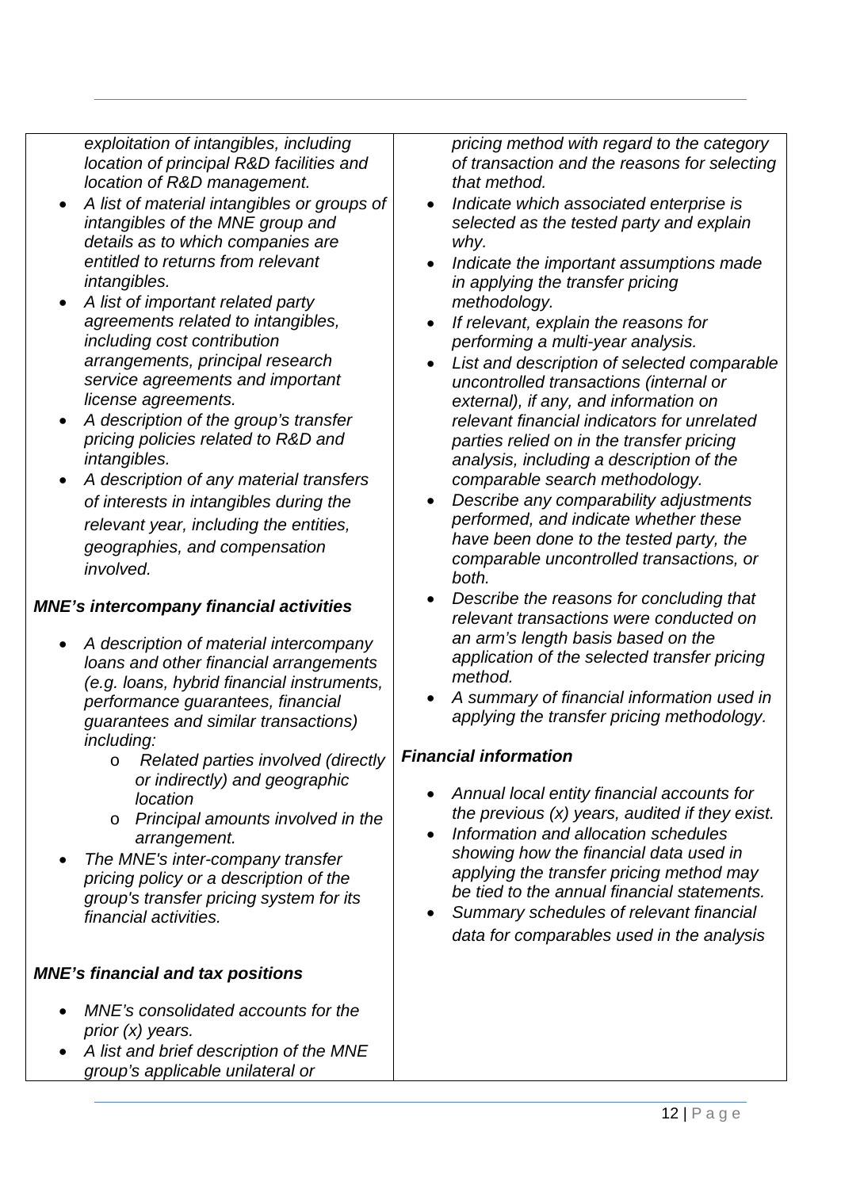*exploitation of intangibles, including location of principal R&D facilities and location of R&D management.*

- *A list of material intangibles or groups of intangibles of the MNE group and details as to which companies are entitled to returns from relevant intangibles.*
- *A list of important related party agreements related to intangibles, including cost contribution arrangements, principal research service agreements and important license agreements.*
- *A description of the group's transfer pricing policies related to R&D and intangibles.*
- *A description of any material transfers of interests in intangibles during the relevant year, including the entities, geographies, and compensation involved.*

***MNE's intercompany financial activities***

- *A description of material intercompany loans and other financial arrangements (e.g. loans, hybrid financial instruments, performance guarantees, financial guarantees and similar transactions) including:*
  - *Related parties involved (directly or indirectly) and geographic location*
  - *Principal amounts involved in the arrangement.*
- *The MNE's inter-company transfer pricing policy or a description of the group's transfer pricing system for its financial activities.*

***MNE's financial and tax positions***

- *MNE's consolidated accounts for the prior (x) years.*
- *A list and brief description of the MNE group's applicable unilateral or*

*pricing method with regard to the category of transaction and the reasons for selecting that method.*

- *Indicate which associated enterprise is selected as the tested party and explain why.*
- *Indicate the important assumptions made in applying the transfer pricing methodology.*
- *If relevant, explain the reasons for performing a multi-year analysis.*
- *List and description of selected comparable uncontrolled transactions (internal or external), if any, and information on relevant financial indicators for unrelated parties relied on in the transfer pricing analysis, including a description of the comparable search methodology.*
- *Describe any comparability adjustments performed, and indicate whether these have been done to the tested party, the comparable uncontrolled transactions, or both.*
- *Describe the reasons for concluding that relevant transactions were conducted on an arm's length basis based on the application of the selected transfer pricing method.*
- *A summary of financial information used in applying the transfer pricing methodology.*

***Financial information***

- *Annual local entity financial accounts for the previous (x) years, audited if they exist.*
- *Information and allocation schedules showing how the financial data used in applying the transfer pricing method may be tied to the annual financial statements.*
- *Summary schedules of relevant financial data for comparables used in the analysis*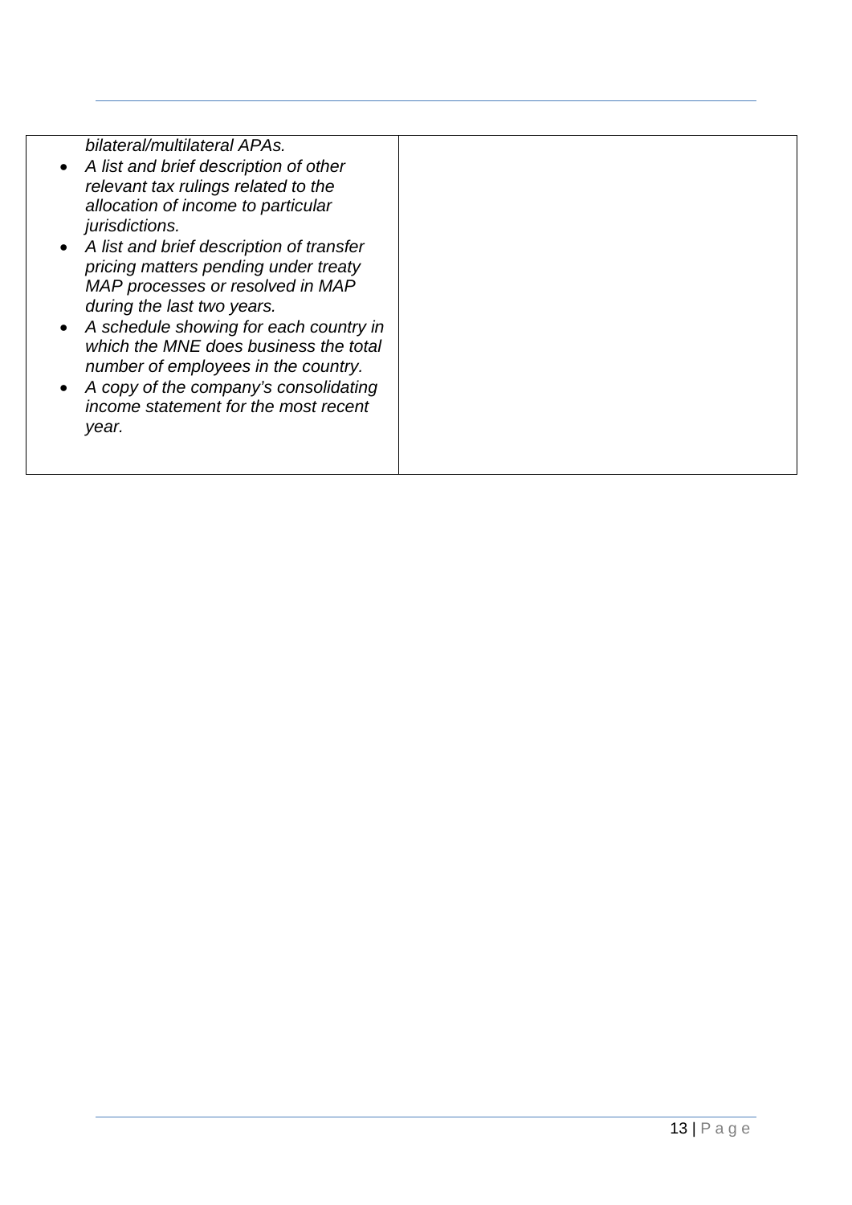| | |
|---|---|
| *bilateral/multilateral APAs.*<br>• *A list and brief description of other relevant tax rulings related to the allocation of income to particular jurisdictions.*<br>• *A list and brief description of transfer pricing matters pending under treaty MAP processes or resolved in MAP during the last two years.*<br>• *A schedule showing for each country in which the MNE does business the total number of employees in the country.*<br>• *A copy of the company's consolidating income statement for the most recent year.* | |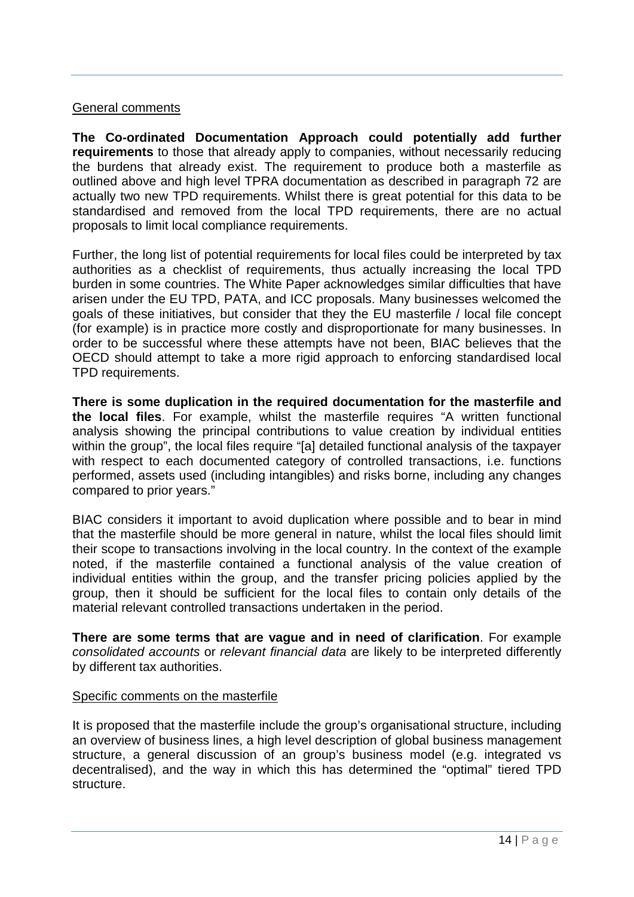General comments

**The Co-ordinated Documentation Approach could potentially add further requirements** to those that already apply to companies, without necessarily reducing the burdens that already exist. The requirement to produce both a masterfile as outlined above and high level TPRA documentation as described in paragraph 72 are actually two new TPD requirements. Whilst there is great potential for this data to be standardised and removed from the local TPD requirements, there are no actual proposals to limit local compliance requirements.

Further, the long list of potential requirements for local files could be interpreted by tax authorities as a checklist of requirements, thus actually increasing the local TPD burden in some countries. The White Paper acknowledges similar difficulties that have arisen under the EU TPD, PATA, and ICC proposals. Many businesses welcomed the goals of these initiatives, but consider that they the EU masterfile / local file concept (for example) is in practice more costly and disproportionate for many businesses. In order to be successful where these attempts have not been, BIAC believes that the OECD should attempt to take a more rigid approach to enforcing standardised local TPD requirements.

**There is some duplication in the required documentation for the masterfile and the local files**. For example, whilst the masterfile requires "A written functional analysis showing the principal contributions to value creation by individual entities within the group", the local files require "[a] detailed functional analysis of the taxpayer with respect to each documented category of controlled transactions, i.e. functions performed, assets used (including intangibles) and risks borne, including any changes compared to prior years."

BIAC considers it important to avoid duplication where possible and to bear in mind that the masterfile should be more general in nature, whilst the local files should limit their scope to transactions involving in the local country. In the context of the example noted, if the masterfile contained a functional analysis of the value creation of individual entities within the group, and the transfer pricing policies applied by the group, then it should be sufficient for the local files to contain only details of the material relevant controlled transactions undertaken in the period.

**There are some terms that are vague and in need of clarification**. For example *consolidated accounts* or *relevant financial data* are likely to be interpreted differently by different tax authorities.

Specific comments on the masterfile

It is proposed that the masterfile include the group's organisational structure, including an overview of business lines, a high level description of global business management structure, a general discussion of an group's business model (e.g. integrated vs decentralised), and the way in which this has determined the "optimal" tiered TPD structure.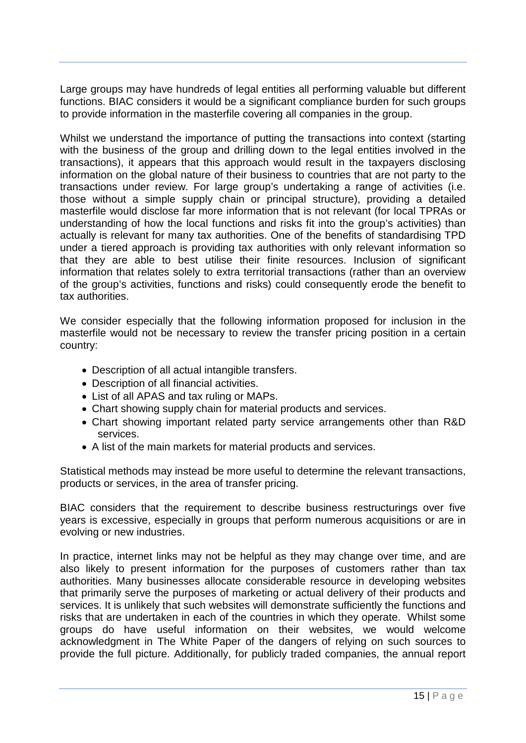Large groups may have hundreds of legal entities all performing valuable but different functions. BIAC considers it would be a significant compliance burden for such groups to provide information in the masterfile covering all companies in the group.

Whilst we understand the importance of putting the transactions into context (starting with the business of the group and drilling down to the legal entities involved in the transactions), it appears that this approach would result in the taxpayers disclosing information on the global nature of their business to countries that are not party to the transactions under review. For large group's undertaking a range of activities (i.e. those without a simple supply chain or principal structure), providing a detailed masterfile would disclose far more information that is not relevant (for local TPRAs or understanding of how the local functions and risks fit into the group's activities) than actually is relevant for many tax authorities. One of the benefits of standardising TPD under a tiered approach is providing tax authorities with only relevant information so that they are able to best utilise their finite resources. Inclusion of significant information that relates solely to extra territorial transactions (rather than an overview of the group's activities, functions and risks) could consequently erode the benefit to tax authorities.

We consider especially that the following information proposed for inclusion in the masterfile would not be necessary to review the transfer pricing position in a certain country:

- Description of all actual intangible transfers.
- Description of all financial activities.
- List of all APAS and tax ruling or MAPs.
- Chart showing supply chain for material products and services.
- Chart showing important related party service arrangements other than R&D services.
- A list of the main markets for material products and services.

Statistical methods may instead be more useful to determine the relevant transactions, products or services, in the area of transfer pricing.

BIAC considers that the requirement to describe business restructurings over five years is excessive, especially in groups that perform numerous acquisitions or are in evolving or new industries.

In practice, internet links may not be helpful as they may change over time, and are also likely to present information for the purposes of customers rather than tax authorities. Many businesses allocate considerable resource in developing websites that primarily serve the purposes of marketing or actual delivery of their products and services. It is unlikely that such websites will demonstrate sufficiently the functions and risks that are undertaken in each of the countries in which they operate. Whilst some groups do have useful information on their websites, we would welcome acknowledgment in The White Paper of the dangers of relying on such sources to provide the full picture. Additionally, for publicly traded companies, the annual report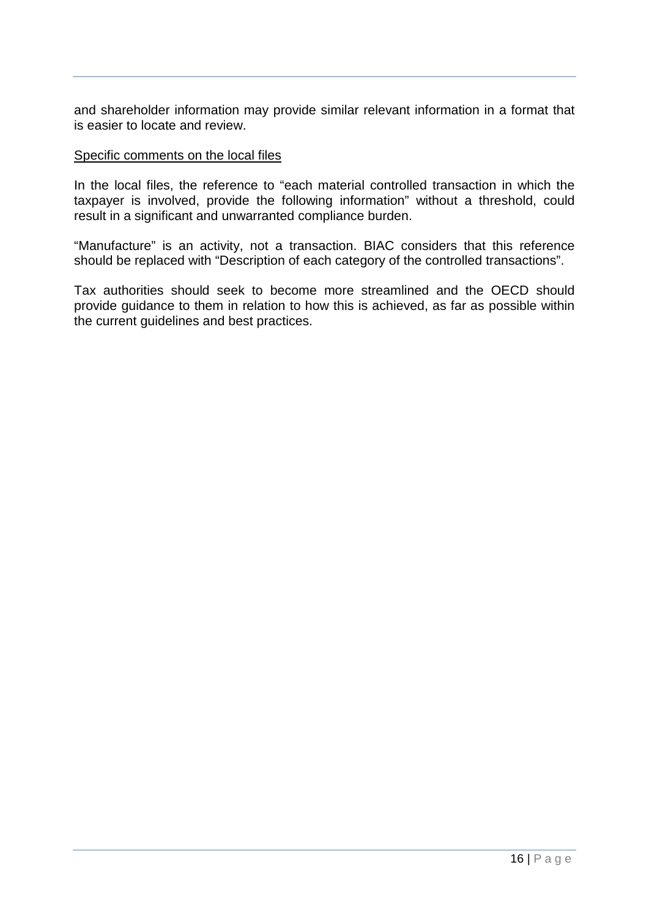and shareholder information may provide similar relevant information in a format that is easier to locate and review.

Specific comments on the local files

In the local files, the reference to "each material controlled transaction in which the taxpayer is involved, provide the following information" without a threshold, could result in a significant and unwarranted compliance burden.

"Manufacture" is an activity, not a transaction. BIAC considers that this reference should be replaced with "Description of each category of the controlled transactions".

Tax authorities should seek to become more streamlined and the OECD should provide guidance to them in relation to how this is achieved, as far as possible within the current guidelines and best practices.